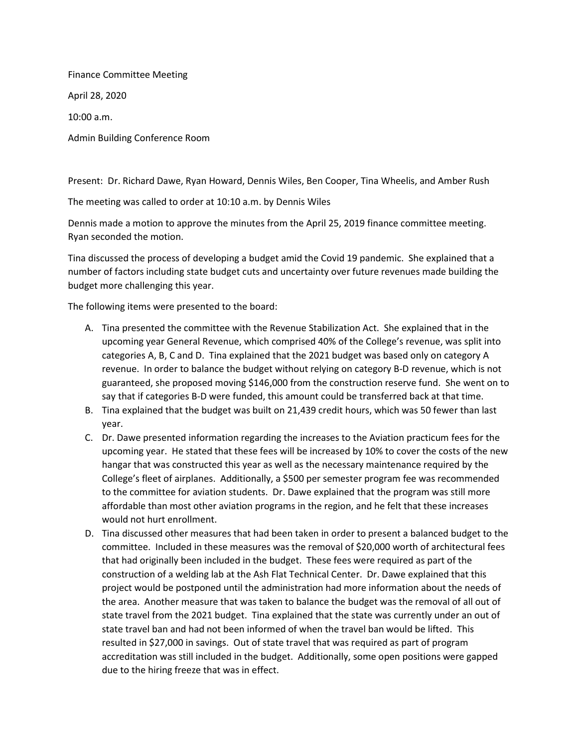Finance Committee Meeting

April 28, 2020

10:00 a.m.

Admin Building Conference Room

Present: Dr. Richard Dawe, Ryan Howard, Dennis Wiles, Ben Cooper, Tina Wheelis, and Amber Rush

The meeting was called to order at 10:10 a.m. by Dennis Wiles

Dennis made a motion to approve the minutes from the April 25, 2019 finance committee meeting. Ryan seconded the motion.

Tina discussed the process of developing a budget amid the Covid 19 pandemic. She explained that a number of factors including state budget cuts and uncertainty over future revenues made building the budget more challenging this year.

The following items were presented to the board:

A. Tina presented the committee with the Revenue Stabilization Act. She explained that in the upcoming year General Revenue, which comprised 40% of the College's revenue, was split into categories A, B, C and D. Tina explained that the 2021 budget was based only on category A revenue. In order to balance the budget without relying on category B-D revenue, which is not guaranteed, she proposed moving $146,000 from the construction reserve fund. She went on to say that if categories B-D were funded, this amount could be transferred back at that time.
B. Tina explained that the budget was built on 21,439 credit hours, which was 50 fewer than last year.
C. Dr. Dawe presented information regarding the increases to the Aviation practicum fees for the upcoming year. He stated that these fees will be increased by 10% to cover the costs of the new hangar that was constructed this year as well as the necessary maintenance required by the College's fleet of airplanes. Additionally, a $500 per semester program fee was recommended to the committee for aviation students. Dr. Dawe explained that the program was still more affordable than most other aviation programs in the region, and he felt that these increases would not hurt enrollment.
D. Tina discussed other measures that had been taken in order to present a balanced budget to the committee. Included in these measures was the removal of $20,000 worth of architectural fees that had originally been included in the budget. These fees were required as part of the construction of a welding lab at the Ash Flat Technical Center. Dr. Dawe explained that this project would be postponed until the administration had more information about the needs of the area. Another measure that was taken to balance the budget was the removal of all out of state travel from the 2021 budget. Tina explained that the state was currently under an out of state travel ban and had not been informed of when the travel ban would be lifted. This resulted in $27,000 in savings. Out of state travel that was required as part of program accreditation was still included in the budget. Additionally, some open positions were gapped due to the hiring freeze that was in effect.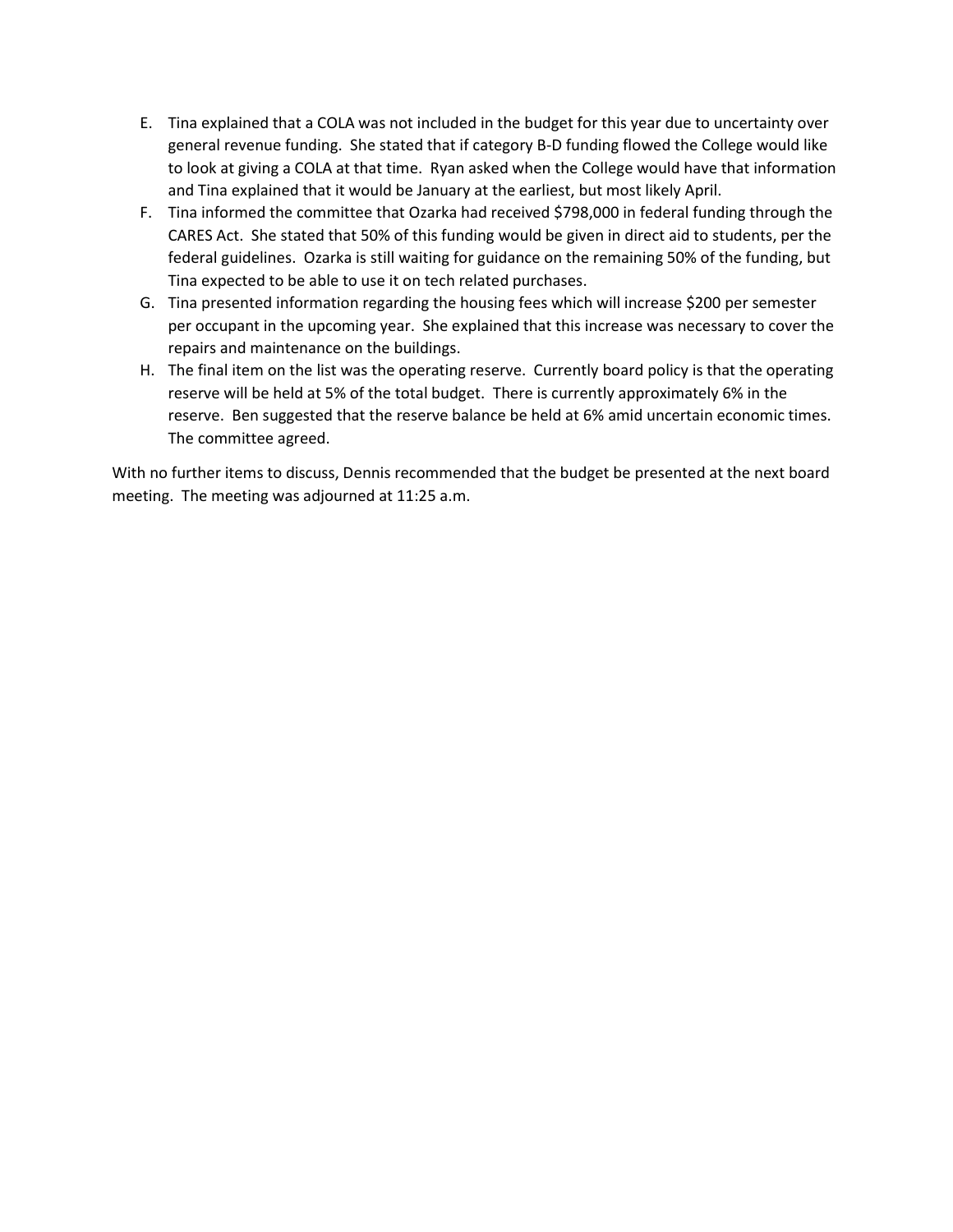E. Tina explained that a COLA was not included in the budget for this year due to uncertainty over general revenue funding. She stated that if category B-D funding flowed the College would like to look at giving a COLA at that time. Ryan asked when the College would have that information and Tina explained that it would be January at the earliest, but most likely April.
F. Tina informed the committee that Ozarka had received $798,000 in federal funding through the CARES Act. She stated that 50% of this funding would be given in direct aid to students, per the federal guidelines. Ozarka is still waiting for guidance on the remaining 50% of the funding, but Tina expected to be able to use it on tech related purchases.
G. Tina presented information regarding the housing fees which will increase $200 per semester per occupant in the upcoming year. She explained that this increase was necessary to cover the repairs and maintenance on the buildings.
H. The final item on the list was the operating reserve. Currently board policy is that the operating reserve will be held at 5% of the total budget. There is currently approximately 6% in the reserve. Ben suggested that the reserve balance be held at 6% amid uncertain economic times. The committee agreed.

With no further items to discuss, Dennis recommended that the budget be presented at the next board meeting. The meeting was adjourned at 11:25 a.m.